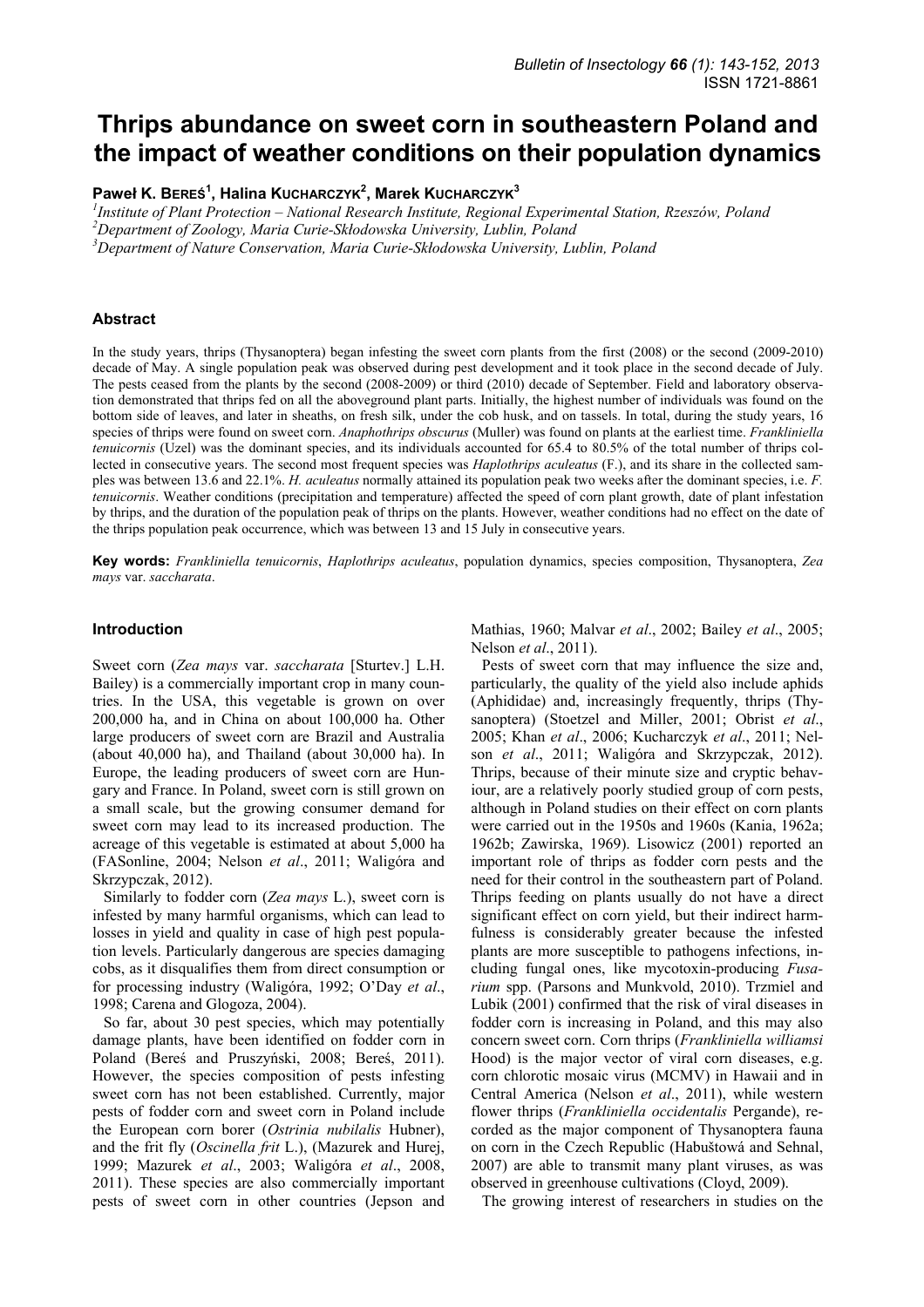# Thrips abundance on sweet corn in southeastern Poland and the impact of weather conditions on their population dynamics

**Paweł K. Bereś[1], Halina Kucharczyk[2], Marek Kucharczyk[3]**

[1]*Institute of Plant Protection – National Research Institute, Regional Experimental Station, Rzeszów, Poland*
[2]*Department of Zoology, Maria Curie-Skłodowska University, Lublin, Poland*
[3]*Department of Nature Conservation, Maria Curie-Skłodowska University, Lublin, Poland*

## Abstract

In the study years, thrips (Thysanoptera) began infesting the sweet corn plants from the first (2008) or the second (2009-2010) decade of May. A single population peak was observed during pest development and it took place in the second decade of July. The pests ceased from the plants by the second (2008-2009) or third (2010) decade of September. Field and laboratory observation demonstrated that thrips fed on all the aboveground plant parts. Initially, the highest number of individuals was found on the bottom side of leaves, and later in sheaths, on fresh silk, under the cob husk, and on tassels. In total, during the study years, 16 species of thrips were found on sweet corn. *Anaphothrips obscurus* (Muller) was found on plants at the earliest time. *Frankliniella tenuicornis* (Uzel) was the dominant species, and its individuals accounted for 65.4 to 80.5% of the total number of thrips collected in consecutive years. The second most frequent species was *Haplothrips aculeatus* (F.), and its share in the collected samples was between 13.6 and 22.1%. *H. aculeatus* normally attained its population peak two weeks after the dominant species, i.e. *F. tenuicornis*. Weather conditions (precipitation and temperature) affected the speed of corn plant growth, date of plant infestation by thrips, and the duration of the population peak of thrips on the plants. However, weather conditions had no effect on the date of the thrips population peak occurrence, which was between 13 and 15 July in consecutive years.

**Key words:** *Frankliniella tenuicornis*, *Haplothrips aculeatus*, population dynamics, species composition, Thysanoptera, *Zea mays* var. *saccharata*.

## Introduction

Sweet corn (*Zea mays* var. *saccharata* [Sturtev.] L.H. Bailey) is a commercially important crop in many countries. In the USA, this vegetable is grown on over 200,000 ha, and in China on about 100,000 ha. Other large producers of sweet corn are Brazil and Australia (about 40,000 ha), and Thailand (about 30,000 ha). In Europe, the leading producers of sweet corn are Hungary and France. In Poland, sweet corn is still grown on a small scale, but the growing consumer demand for sweet corn may lead to its increased production. The acreage of this vegetable is estimated at about 5,000 ha (FASonline, 2004; Nelson *et al*., 2011; Waligóra and Skrzypczak, 2012).

Similarly to fodder corn (*Zea mays* L.), sweet corn is infested by many harmful organisms, which can lead to losses in yield and quality in case of high pest population levels. Particularly dangerous are species damaging cobs, as it disqualifies them from direct consumption or for processing industry (Waligóra, 1992; O'Day *et al*., 1998; Carena and Glogoza, 2004).

So far, about 30 pest species, which may potentially damage plants, have been identified on fodder corn in Poland (Bereś and Pruszyński, 2008; Bereś, 2011). However, the species composition of pests infesting sweet corn has not been established. Currently, major pests of fodder corn and sweet corn in Poland include the European corn borer (*Ostrinia nubilalis* Hubner), and the frit fly (*Oscinella frit* L.), (Mazurek and Hurej, 1999; Mazurek *et al*., 2003; Waligóra *et al*., 2008, 2011). These species are also commercially important pests of sweet corn in other countries (Jepson and Mathias, 1960; Malvar *et al*., 2002; Bailey *et al*., 2005; Nelson *et al*., 2011).

Pests of sweet corn that may influence the size and, particularly, the quality of the yield also include aphids (Aphididae) and, increasingly frequently, thrips (Thysanoptera) (Stoetzel and Miller, 2001; Obrist *et al*., 2005; Khan *et al*., 2006; Kucharczyk *et al*., 2011; Nelson *et al*., 2011; Waligóra and Skrzypczak, 2012). Thrips, because of their minute size and cryptic behaviour, are a relatively poorly studied group of corn pests, although in Poland studies on their effect on corn plants were carried out in the 1950s and 1960s (Kania, 1962a; 1962b; Zawirska, 1969). Lisowicz (2001) reported an important role of thrips as fodder corn pests and the need for their control in the southeastern part of Poland. Thrips feeding on plants usually do not have a direct significant effect on corn yield, but their indirect harmfulness is considerably greater because the infested plants are more susceptible to pathogens infections, including fungal ones, like mycotoxin-producing *Fusarium* spp. (Parsons and Munkvold, 2010). Trzmiel and Lubik (2001) confirmed that the risk of viral diseases in fodder corn is increasing in Poland, and this may also concern sweet corn. Corn thrips (*Frankliniella williamsi* Hood) is the major vector of viral corn diseases, e.g. corn chlorotic mosaic virus (MCMV) in Hawaii and in Central America (Nelson *et al*., 2011), while western flower thrips (*Frankliniella occidentalis* Pergande), recorded as the major component of Thysanoptera fauna on corn in the Czech Republic (Habuštová and Sehnal, 2007) are able to transmit many plant viruses, as was observed in greenhouse cultivations (Cloyd, 2009).

The growing interest of researchers in studies on the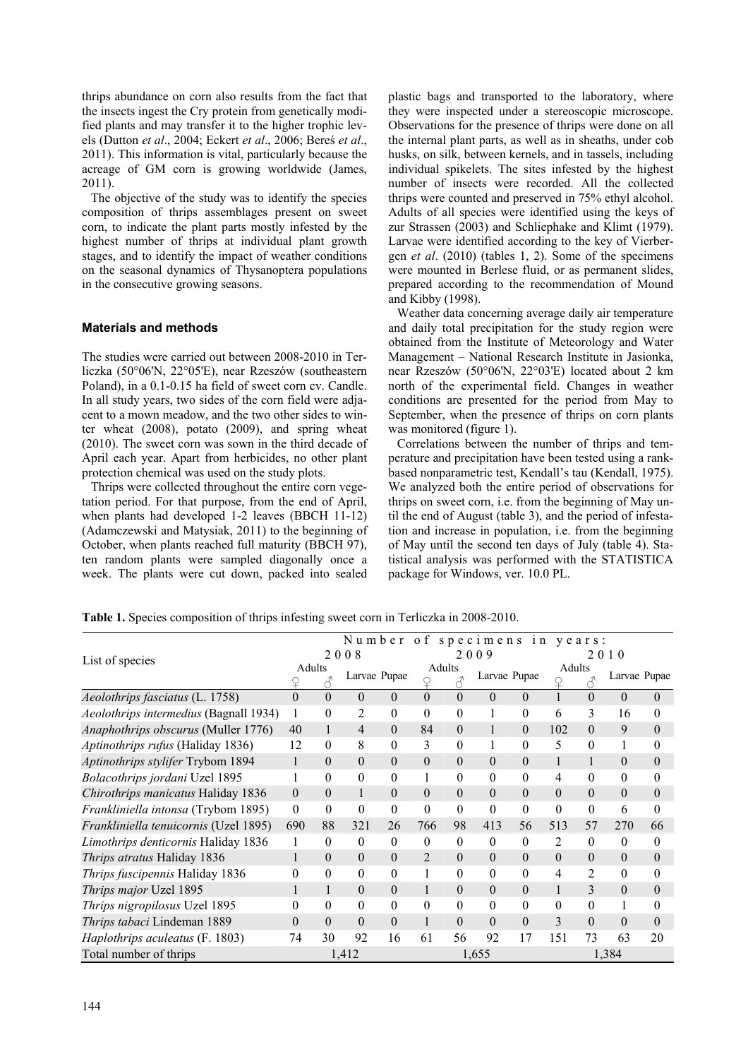thrips abundance on corn also results from the fact that the insects ingest the Cry protein from genetically modified plants and may transfer it to the higher trophic levels (Dutton *et al*., 2004; Eckert *et al*., 2006; Bereś *et al*., 2011). This information is vital, particularly because the acreage of GM corn is growing worldwide (James, 2011).

The objective of the study was to identify the species composition of thrips assemblages present on sweet corn, to indicate the plant parts mostly infested by the highest number of thrips at individual plant growth stages, and to identify the impact of weather conditions on the seasonal dynamics of Thysanoptera populations in the consecutive growing seasons.

## Materials and methods

The studies were carried out between 2008-2010 in Terliczka (50°06'N, 22°05'E), near Rzeszów (southeastern Poland), in a 0.1-0.15 ha field of sweet corn cv. Candle. In all study years, two sides of the corn field were adjacent to a mown meadow, and the two other sides to winter wheat (2008), potato (2009), and spring wheat (2010). The sweet corn was sown in the third decade of April each year. Apart from herbicides, no other plant protection chemical was used on the study plots.

Thrips were collected throughout the entire corn vegetation period. For that purpose, from the end of April, when plants had developed 1-2 leaves (BBCH 11-12) (Adamczewski and Matysiak, 2011) to the beginning of October, when plants reached full maturity (BBCH 97), ten random plants were sampled diagonally once a week. The plants were cut down, packed into sealed plastic bags and transported to the laboratory, where they were inspected under a stereoscopic microscope. Observations for the presence of thrips were done on all the internal plant parts, as well as in sheaths, under cob husks, on silk, between kernels, and in tassels, including individual spikelets. The sites infested by the highest number of insects were recorded. All the collected thrips were counted and preserved in 75% ethyl alcohol. Adults of all species were identified using the keys of zur Strassen (2003) and Schliephake and Klimt (1979). Larvae were identified according to the key of Vierbergen *et al*. (2010) (tables 1, 2). Some of the specimens were mounted in Berlese fluid, or as permanent slides, prepared according to the recommendation of Mound and Kibby (1998).

Weather data concerning average daily air temperature and daily total precipitation for the study region were obtained from the Institute of Meteorology and Water Management – National Research Institute in Jasionka, near Rzeszów (50°06'N, 22°03'E) located about 2 km north of the experimental field. Changes in weather conditions are presented for the period from May to September, when the presence of thrips on corn plants was monitored (figure 1).

Correlations between the number of thrips and temperature and precipitation have been tested using a rank-based nonparametric test, Kendall's tau (Kendall, 1975). We analyzed both the entire period of observations for thrips on sweet corn, i.e. from the beginning of May until the end of August (table 3), and the period of infestation and increase in population, i.e. from the beginning of May until the second ten days of July (table 4). Statistical analysis was performed with the STATISTICA package for Windows, ver. 10.0 PL.

**Table 1.** Species composition of thrips infesting sweet corn in Terliczka in 2008-2010.

| List of species | Number of specimens in years: | | | | | | | | | | | |
|---|---|---|---|---|---|---|---|---|---|---|---|---|
| | 2008 | | | | 2009 | | | | 2010 | | | |
| | Adults ♀ | Adults ♂ | Larvae | Pupae | Adults ♀ | Adults ♂ | Larvae | Pupae | Adults ♀ | Adults ♂ | Larvae | Pupae |
| *Aeolothrips fasciatus* (L. 1758) | 0 | 0 | 0 | 0 | 0 | 0 | 0 | 0 | 1 | 0 | 0 | 0 |
| *Aeolothrips intermedius* (Bagnall 1934) | 1 | 0 | 2 | 0 | 0 | 0 | 1 | 0 | 6 | 3 | 16 | 0 |
| *Anaphothrips obscurus* (Muller 1776) | 40 | 1 | 4 | 0 | 84 | 0 | 1 | 0 | 102 | 0 | 9 | 0 |
| *Aptinothrips rufus* (Haliday 1836) | 12 | 0 | 8 | 0 | 3 | 0 | 1 | 0 | 5 | 0 | 1 | 0 |
| *Aptinothrips stylifer* Trybom 1894 | 1 | 0 | 0 | 0 | 0 | 0 | 0 | 0 | 1 | 1 | 0 | 0 |
| *Bolacothrips jordani* Uzel 1895 | 1 | 0 | 0 | 0 | 1 | 0 | 0 | 0 | 4 | 0 | 0 | 0 |
| *Chirothrips manicatus* Haliday 1836 | 0 | 0 | 1 | 0 | 0 | 0 | 0 | 0 | 0 | 0 | 0 | 0 |
| *Frankliniella intonsa* (Trybom 1895) | 0 | 0 | 0 | 0 | 0 | 0 | 0 | 0 | 0 | 0 | 6 | 0 |
| *Frankliniella tenuicornis* (Uzel 1895) | 690 | 88 | 321 | 26 | 766 | 98 | 413 | 56 | 513 | 57 | 270 | 66 |
| *Limothrips denticornis* Haliday 1836 | 1 | 0 | 0 | 0 | 0 | 0 | 0 | 0 | 2 | 0 | 0 | 0 |
| *Thrips atratus* Haliday 1836 | 1 | 0 | 0 | 0 | 2 | 0 | 0 | 0 | 0 | 0 | 0 | 0 |
| *Thrips fuscipennis* Haliday 1836 | 0 | 0 | 0 | 0 | 1 | 0 | 0 | 0 | 4 | 2 | 0 | 0 |
| *Thrips major* Uzel 1895 | 1 | 1 | 0 | 0 | 1 | 0 | 0 | 0 | 1 | 3 | 0 | 0 |
| *Thrips nigropilosus* Uzel 1895 | 0 | 0 | 0 | 0 | 0 | 0 | 0 | 0 | 0 | 0 | 1 | 0 |
| *Thrips tabaci* Lindeman 1889 | 0 | 0 | 0 | 0 | 1 | 0 | 0 | 0 | 3 | 0 | 0 | 0 |
| *Haplothrips aculeatus* (F. 1803) | 74 | 30 | 92 | 16 | 61 | 56 | 92 | 17 | 151 | 73 | 63 | 20 |
| Total number of thrips | 1,412 | | | | 1,655 | | | | 1,384 | | | |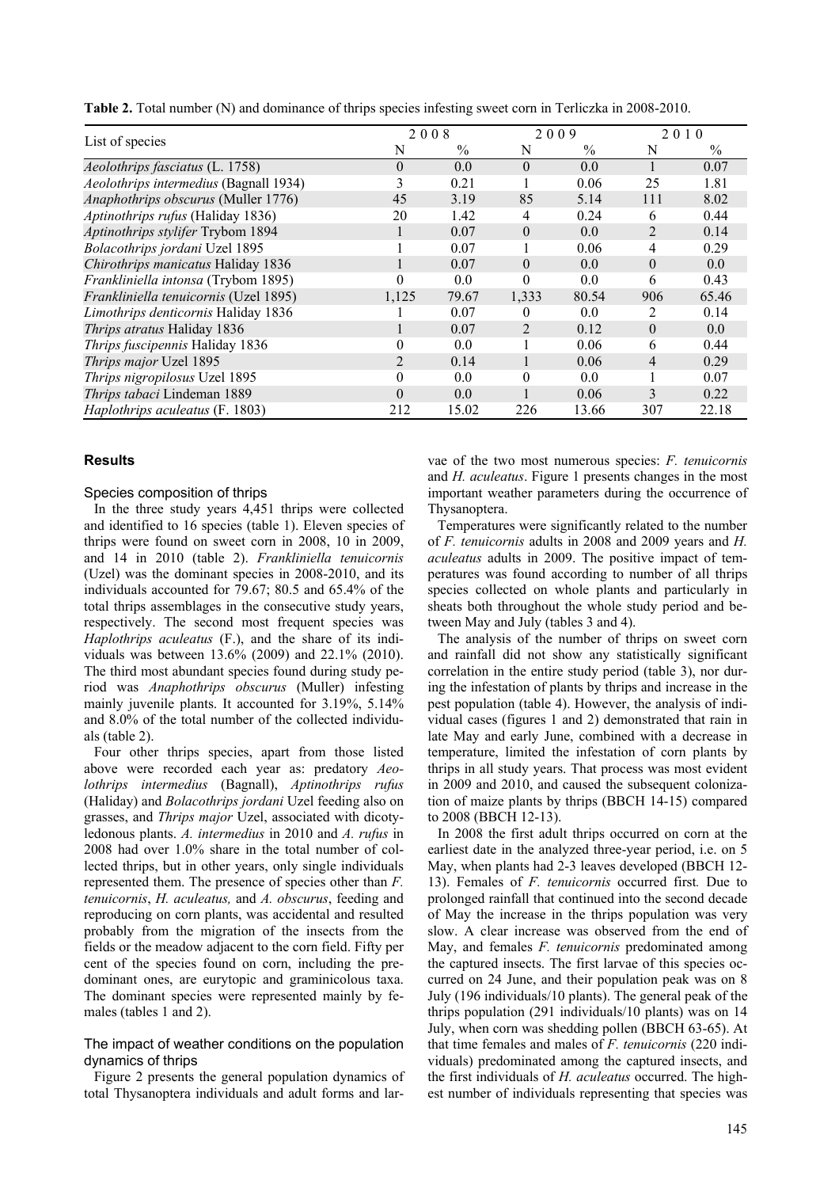**Table 2.** Total number (N) and dominance of thrips species infesting sweet corn in Terliczka in 2008-2010.

| List of species | 2008 | | 2009 | | 2010 | |
|---|---|---|---|---|---|---|
| | N | % | N | % | N | % |
| *Aeolothrips fasciatus* (L. 1758) | 0 | 0.0 | 0 | 0.0 | 1 | 0.07 |
| *Aeolothrips intermedius* (Bagnall 1934) | 3 | 0.21 | 1 | 0.06 | 25 | 1.81 |
| *Anaphothrips obscurus* (Muller 1776) | 45 | 3.19 | 85 | 5.14 | 111 | 8.02 |
| *Aptinothrips rufus* (Haliday 1836) | 20 | 1.42 | 4 | 0.24 | 6 | 0.44 |
| *Aptinothrips stylifer* Trybom 1894 | 1 | 0.07 | 0 | 0.0 | 2 | 0.14 |
| *Bolacothrips jordani* Uzel 1895 | 1 | 0.07 | 1 | 0.06 | 4 | 0.29 |
| *Chirothrips manicatus* Haliday 1836 | 1 | 0.07 | 0 | 0.0 | 0 | 0.0 |
| *Frankliniella intonsa* (Trybom 1895) | 0 | 0.0 | 0 | 0.0 | 6 | 0.43 |
| *Frankliniella tenuicornis* (Uzel 1895) | 1,125 | 79.67 | 1,333 | 80.54 | 906 | 65.46 |
| *Limothrips denticornis* Haliday 1836 | 1 | 0.07 | 0 | 0.0 | 2 | 0.14 |
| *Thrips atratus* Haliday 1836 | 1 | 0.07 | 2 | 0.12 | 0 | 0.0 |
| *Thrips fuscipennis* Haliday 1836 | 0 | 0.0 | 1 | 0.06 | 6 | 0.44 |
| *Thrips major* Uzel 1895 | 2 | 0.14 | 1 | 0.06 | 4 | 0.29 |
| *Thrips nigropilosus* Uzel 1895 | 0 | 0.0 | 0 | 0.0 | 1 | 0.07 |
| *Thrips tabaci* Lindeman 1889 | 0 | 0.0 | 1 | 0.06 | 3 | 0.22 |
| *Haplothrips aculeatus* (F. 1803) | 212 | 15.02 | 226 | 13.66 | 307 | 22.18 |

## Results

### Species composition of thrips

In the three study years 4,451 thrips were collected and identified to 16 species (table 1). Eleven species of thrips were found on sweet corn in 2008, 10 in 2009, and 14 in 2010 (table 2). *Frankliniella tenuicornis* (Uzel) was the dominant species in 2008-2010, and its individuals accounted for 79.67; 80.5 and 65.4% of the total thrips assemblages in the consecutive study years, respectively. The second most frequent species was *Haplothrips aculeatus* (F.), and the share of its individuals was between 13.6% (2009) and 22.1% (2010). The third most abundant species found during study period was *Anaphothrips obscurus* (Muller) infesting mainly juvenile plants. It accounted for 3.19%, 5.14% and 8.0% of the total number of the collected individuals (table 2).

Four other thrips species, apart from those listed above were recorded each year as: predatory *Aeolothrips intermedius* (Bagnall), *Aptinothrips rufus* (Haliday) and *Bolacothrips jordani* Uzel feeding also on grasses, and *Thrips major* Uzel, associated with dicotyledonous plants. *A. intermedius* in 2010 and *A. rufus* in 2008 had over 1.0% share in the total number of collected thrips, but in other years, only single individuals represented them. The presence of species other than *F. tenuicornis*, *H. aculeatus,* and *A. obscurus*, feeding and reproducing on corn plants, was accidental and resulted probably from the migration of the insects from the fields or the meadow adjacent to the corn field. Fifty per cent of the species found on corn, including the predominant ones, are eurytopic and graminicolous taxa. The dominant species were represented mainly by females (tables 1 and 2).

### The impact of weather conditions on the population dynamics of thrips

Figure 2 presents the general population dynamics of total Thysanoptera individuals and adult forms and larvae of the two most numerous species: *F. tenuicornis* and *H. aculeatus*. Figure 1 presents changes in the most important weather parameters during the occurrence of Thysanoptera.

Temperatures were significantly related to the number of *F. tenuicornis* adults in 2008 and 2009 years and *H. aculeatus* adults in 2009. The positive impact of temperatures was found according to number of all thrips species collected on whole plants and particularly in sheats both throughout the whole study period and between May and July (tables 3 and 4).

The analysis of the number of thrips on sweet corn and rainfall did not show any statistically significant correlation in the entire study period (table 3), nor during the infestation of plants by thrips and increase in the pest population (table 4). However, the analysis of individual cases (figures 1 and 2) demonstrated that rain in late May and early June, combined with a decrease in temperature, limited the infestation of corn plants by thrips in all study years. That process was most evident in 2009 and 2010, and caused the subsequent colonization of maize plants by thrips (BBCH 14-15) compared to 2008 (BBCH 12-13).

In 2008 the first adult thrips occurred on corn at the earliest date in the analyzed three-year period, i.e. on 5 May, when plants had 2-3 leaves developed (BBCH 12-13). Females of *F. tenuicornis* occurred first*.* Due to prolonged rainfall that continued into the second decade of May the increase in the thrips population was very slow. A clear increase was observed from the end of May, and females *F. tenuicornis* predominated among the captured insects. The first larvae of this species occurred on 24 June, and their population peak was on 8 July (196 individuals/10 plants). The general peak of the thrips population (291 individuals/10 plants) was on 14 July, when corn was shedding pollen (BBCH 63-65). At that time females and males of *F. tenuicornis* (220 individuals) predominated among the captured insects, and the first individuals of *H. aculeatus* occurred. The highest number of individuals representing that species was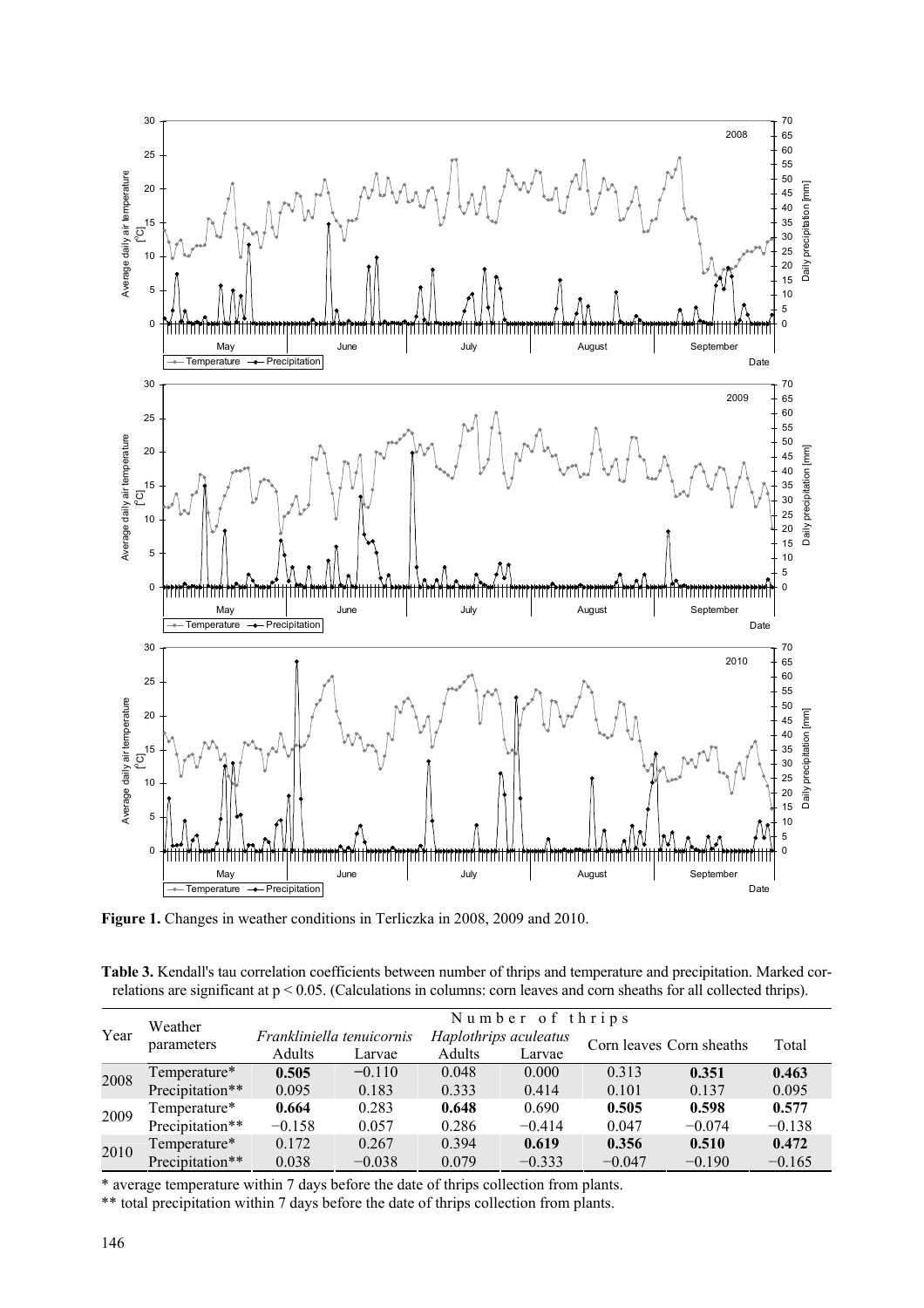**Figure 1.** Changes in weather conditions in Terliczka in 2008, 2009 and 2010.

**Table 3.** Kendall's tau correlation coefficients between number of thrips and temperature and precipitation. Marked correlations are significant at $p < 0.05$. (Calculations in columns: corn leaves and corn sheaths for all collected thrips).

| Year | Weather parameters | Number of thrips | | | | | | |
|---|---|---|---|---|---|---|---|---|
| | | *Frankliniella tenuicornis* | | *Haplothrips aculeatus* | | Corn leaves | Corn sheaths | Total |
| | | Adults | Larvae | Adults | Larvae | | | |
| 2008 | Temperature* | **0.505** | −0.110 | 0.048 | 0.000 | 0.313 | **0.351** | **0.463** |
| | Precipitation** | 0.095 | 0.183 | 0.333 | 0.414 | 0.101 | 0.137 | 0.095 |
| 2009 | Temperature* | **0.664** | 0.283 | **0.648** | 0.690 | **0.505** | **0.598** | **0.577** |
| | Precipitation** | −0.158 | 0.057 | 0.286 | −0.414 | 0.047 | −0.074 | −0.138 |
| 2010 | Temperature* | 0.172 | 0.267 | 0.394 | **0.619** | **0.356** | **0.510** | **0.472** |
| | Precipitation** | 0.038 | −0.038 | 0.079 | −0.333 | −0.047 | −0.190 | −0.165 |

\* average temperature within 7 days before the date of thrips collection from plants.

\*\* total precipitation within 7 days before the date of thrips collection from plants.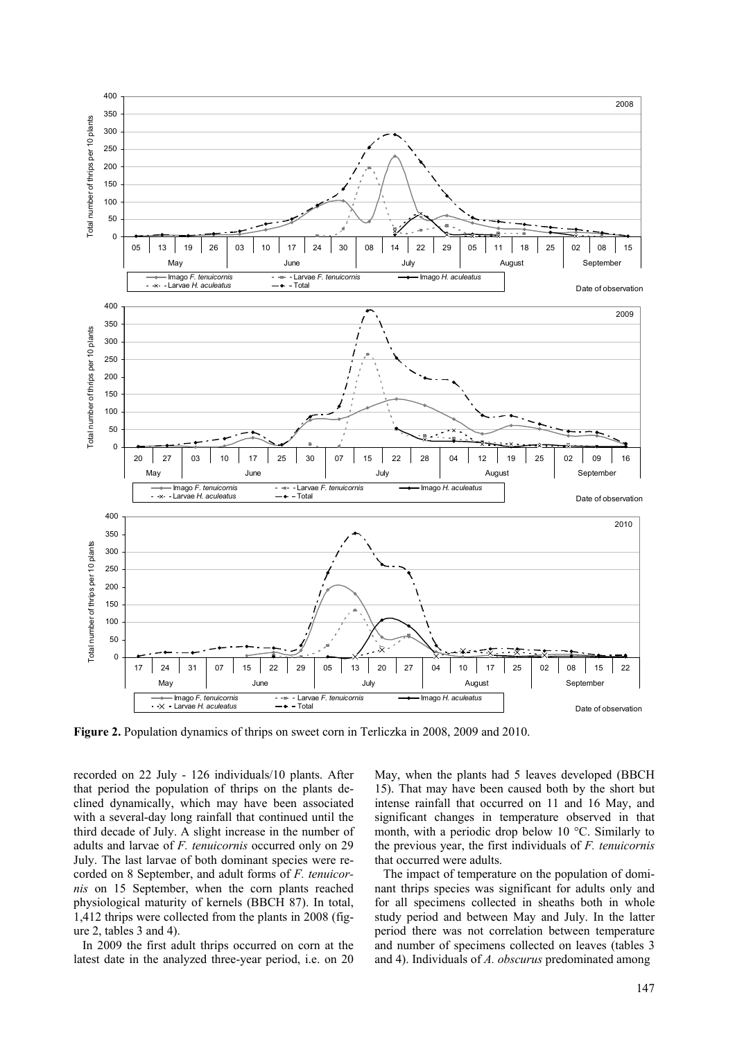**Figure 2.** Population dynamics of thrips on sweet corn in Terliczka in 2008, 2009 and 2010.

recorded on 22 July - 126 individuals/10 plants. After that period the population of thrips on the plants declined dynamically, which may have been associated with a several-day long rainfall that continued until the third decade of July. A slight increase in the number of adults and larvae of *F. tenuicornis* occurred only on 29 July. The last larvae of both dominant species were recorded on 8 September, and adult forms of *F. tenuicornis* on 15 September, when the corn plants reached physiological maturity of kernels (BBCH 87). In total, 1,412 thrips were collected from the plants in 2008 (figure 2, tables 3 and 4).

In 2009 the first adult thrips occurred on corn at the latest date in the analyzed three-year period, i.e. on 20 May, when the plants had 5 leaves developed (BBCH 15). That may have been caused both by the short but intense rainfall that occurred on 11 and 16 May, and significant changes in temperature observed in that month, with a periodic drop below 10 °C. Similarly to the previous year, the first individuals of *F. tenuicornis* that occurred were adults.

The impact of temperature on the population of dominant thrips species was significant for adults only and for all specimens collected in sheaths both in whole study period and between May and July. In the latter period there was not correlation between temperature and number of specimens collected on leaves (tables 3 and 4). Individuals of *A. obscurus* predominated among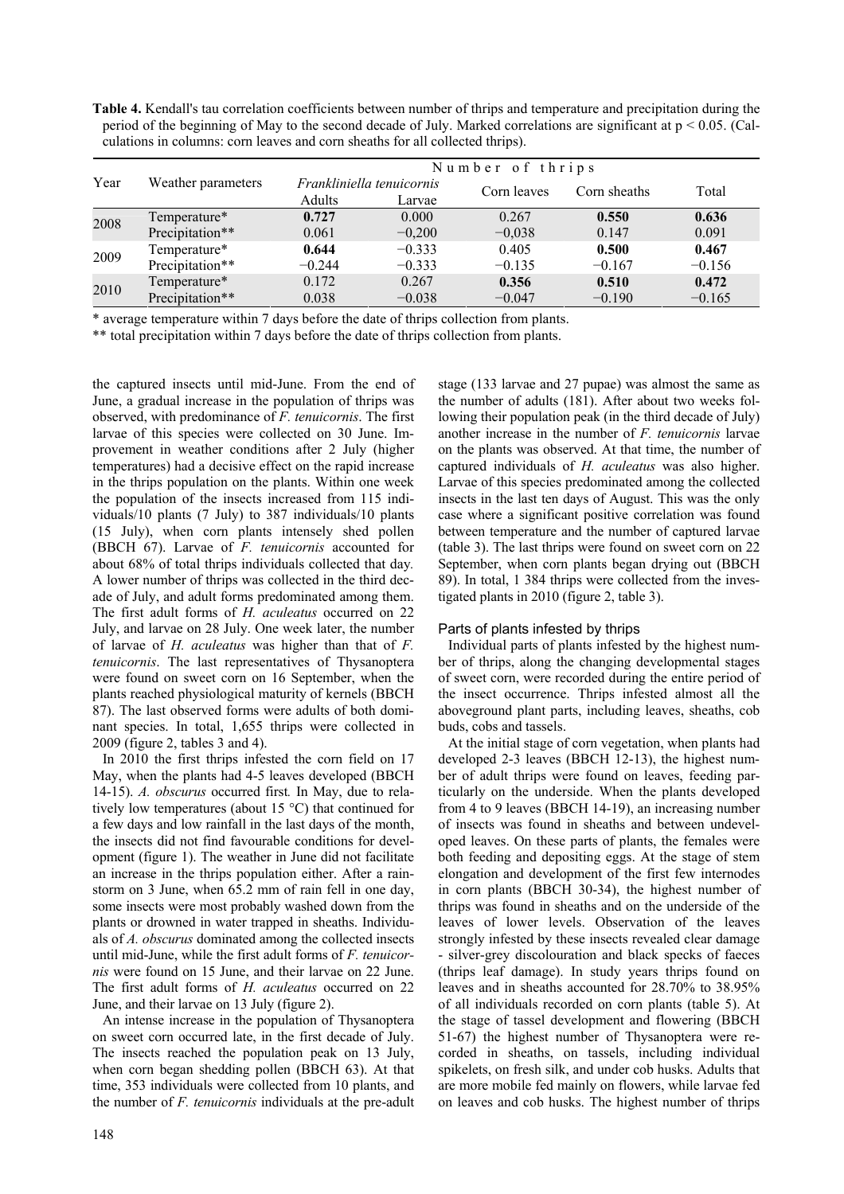**Table 4.** Kendall's tau correlation coefficients between number of thrips and temperature and precipitation during the period of the beginning of May to the second decade of July. Marked correlations are significant at $p < 0.05$. (Calculations in columns: corn leaves and corn sheaths for all collected thrips).

| Year | Weather parameters | Number of thrips | | | | |
|---|---|---|---|---|---|---|
| | | *Frankliniella tenuicornis* | | Corn leaves | Corn sheaths | Total |
| | | Adults | Larvae | | | |
| 2008 | Temperature* | **0.727** | 0.000 | 0.267 | **0.550** | **0.636** |
| | Precipitation** | 0.061 | −0,200 | −0,038 | 0.147 | 0.091 |
| 2009 | Temperature* | **0.644** | −0.333 | 0.405 | **0.500** | **0.467** |
| | Precipitation** | −0.244 | −0.333 | −0.135 | −0.167 | −0.156 |
| 2010 | Temperature* | 0.172 | 0.267 | **0.356** | **0.510** | **0.472** |
| | Precipitation** | 0.038 | −0.038 | −0.047 | −0.190 | −0.165 |

\* average temperature within 7 days before the date of thrips collection from plants.

\*\* total precipitation within 7 days before the date of thrips collection from plants.

the captured insects until mid-June. From the end of June, a gradual increase in the population of thrips was observed, with predominance of *F. tenuicornis*. The first larvae of this species were collected on 30 June. Improvement in weather conditions after 2 July (higher temperatures) had a decisive effect on the rapid increase in the thrips population on the plants. Within one week the population of the insects increased from 115 individuals/10 plants (7 July) to 387 individuals/10 plants (15 July), when corn plants intensely shed pollen (BBCH 67). Larvae of *F. tenuicornis* accounted for about 68% of total thrips individuals collected that day. A lower number of thrips was collected in the third decade of July, and adult forms predominated among them. The first adult forms of *H. aculeatus* occurred on 22 July, and larvae on 28 July. One week later, the number of larvae of *H. aculeatus* was higher than that of *F. tenuicornis*. The last representatives of Thysanoptera were found on sweet corn on 16 September, when the plants reached physiological maturity of kernels (BBCH 87). The last observed forms were adults of both dominant species. In total, 1,655 thrips were collected in 2009 (figure 2, tables 3 and 4).

In 2010 the first thrips infested the corn field on 17 May, when the plants had 4-5 leaves developed (BBCH 14-15). *A. obscurus* occurred first. In May, due to relatively low temperatures (about 15 °C) that continued for a few days and low rainfall in the last days of the month, the insects did not find favourable conditions for development (figure 1). The weather in June did not facilitate an increase in the thrips population either. After a rainstorm on 3 June, when 65.2 mm of rain fell in one day, some insects were most probably washed down from the plants or drowned in water trapped in sheaths. Individuals of *A. obscurus* dominated among the collected insects until mid-June, while the first adult forms of *F. tenuicornis* were found on 15 June, and their larvae on 22 June. The first adult forms of *H. aculeatus* occurred on 22 June, and their larvae on 13 July (figure 2).

An intense increase in the population of Thysanoptera on sweet corn occurred late, in the first decade of July. The insects reached the population peak on 13 July, when corn began shedding pollen (BBCH 63). At that time, 353 individuals were collected from 10 plants, and the number of *F. tenuicornis* individuals at the pre-adult stage (133 larvae and 27 pupae) was almost the same as the number of adults (181). After about two weeks following their population peak (in the third decade of July) another increase in the number of *F. tenuicornis* larvae on the plants was observed. At that time, the number of captured individuals of *H. aculeatus* was also higher. Larvae of this species predominated among the collected insects in the last ten days of August. This was the only case where a significant positive correlation was found between temperature and the number of captured larvae (table 3). The last thrips were found on sweet corn on 22 September, when corn plants began drying out (BBCH 89). In total, 1 384 thrips were collected from the investigated plants in 2010 (figure 2, table 3).

### Parts of plants infested by thrips

Individual parts of plants infested by the highest number of thrips, along the changing developmental stages of sweet corn, were recorded during the entire period of the insect occurrence. Thrips infested almost all the aboveground plant parts, including leaves, sheaths, cob buds, cobs and tassels.

At the initial stage of corn vegetation, when plants had developed 2-3 leaves (BBCH 12-13), the highest number of adult thrips were found on leaves, feeding particularly on the underside. When the plants developed from 4 to 9 leaves (BBCH 14-19), an increasing number of insects was found in sheaths and between undeveloped leaves. On these parts of plants, the females were both feeding and depositing eggs. At the stage of stem elongation and development of the first few internodes in corn plants (BBCH 30-34), the highest number of thrips was found in sheaths and on the underside of the leaves of lower levels. Observation of the leaves strongly infested by these insects revealed clear damage - silver-grey discolouration and black specks of faeces (thrips leaf damage). In study years thrips found on leaves and in sheaths accounted for 28.70% to 38.95% of all individuals recorded on corn plants (table 5). At the stage of tassel development and flowering (BBCH 51-67) the highest number of Thysanoptera were recorded in sheaths, on tassels, including individual spikelets, on fresh silk, and under cob husks. Adults that are more mobile fed mainly on flowers, while larvae fed on leaves and cob husks. The highest number of thrips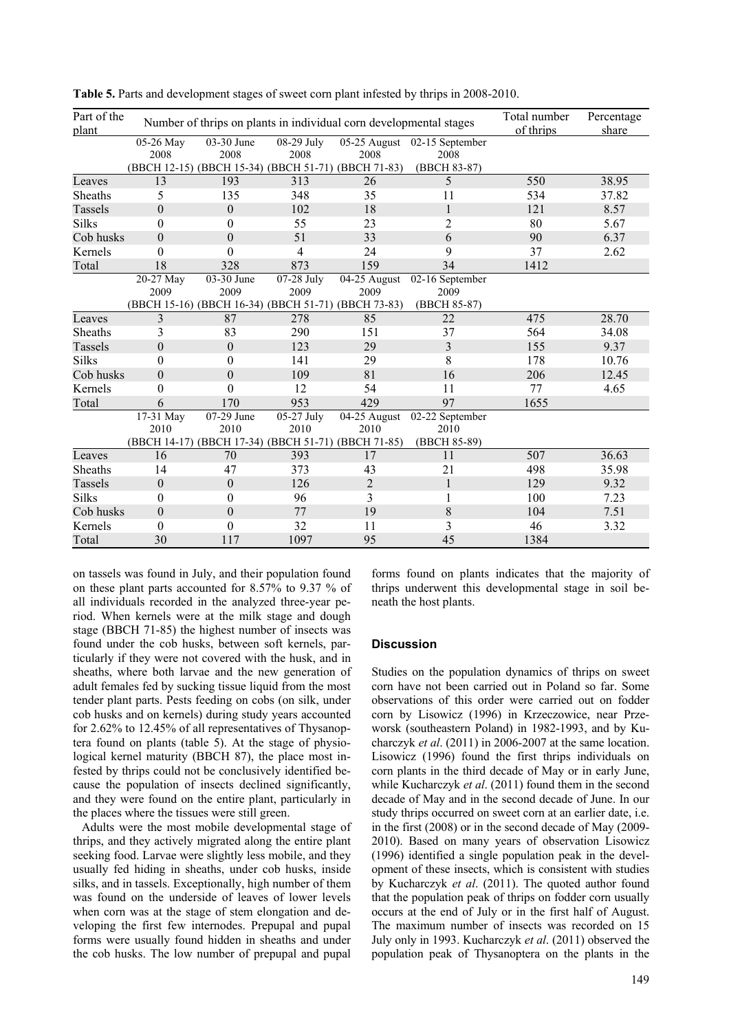**Table 5.** Parts and development stages of sweet corn plant infested by thrips in 2008-2010.

| Part of the plant | Number of thrips on plants in individual corn developmental stages | | | | | Total number of thrips | Percentage share |
|---|---|---|---|---|---|---|---|
| | 05-26 May 2008 (BBCH 12-15) | 03-30 June 2008 (BBCH 15-34) | 08-29 July 2008 (BBCH 51-71) | 05-25 August 2008 (BBCH 71-83) | 02-15 September 2008 (BBCH 83-87) | | |
| Leaves | 13 | 193 | 313 | 26 | 5 | 550 | 38.95 |
| Sheaths | 5 | 135 | 348 | 35 | 11 | 534 | 37.82 |
| Tassels | 0 | 0 | 102 | 18 | 1 | 121 | 8.57 |
| Silks | 0 | 0 | 55 | 23 | 2 | 80 | 5.67 |
| Cob husks | 0 | 0 | 51 | 33 | 6 | 90 | 6.37 |
| Kernels | 0 | 0 | 4 | 24 | 9 | 37 | 2.62 |
| Total | 18 | 328 | 873 | 159 | 34 | 1412 | |
| | 20-27 May 2009 (BBCH 15-16) | 03-30 June 2009 (BBCH 16-34) | 07-28 July 2009 (BBCH 51-71) | 04-25 August 2009 (BBCH 73-83) | 02-16 September 2009 (BBCH 85-87) | | |
| Leaves | 3 | 87 | 278 | 85 | 22 | 475 | 28.70 |
| Sheaths | 3 | 83 | 290 | 151 | 37 | 564 | 34.08 |
| Tassels | 0 | 0 | 123 | 29 | 3 | 155 | 9.37 |
| Silks | 0 | 0 | 141 | 29 | 8 | 178 | 10.76 |
| Cob husks | 0 | 0 | 109 | 81 | 16 | 206 | 12.45 |
| Kernels | 0 | 0 | 12 | 54 | 11 | 77 | 4.65 |
| Total | 6 | 170 | 953 | 429 | 97 | 1655 | |
| | 17-31 May 2010 (BBCH 14-17) | 07-29 June 2010 (BBCH 17-34) | 05-27 July 2010 (BBCH 51-71) | 04-25 August 2010 (BBCH 71-85) | 02-22 September 2010 (BBCH 85-89) | | |
| Leaves | 16 | 70 | 393 | 17 | 11 | 507 | 36.63 |
| Sheaths | 14 | 47 | 373 | 43 | 21 | 498 | 35.98 |
| Tassels | 0 | 0 | 126 | 2 | 1 | 129 | 9.32 |
| Silks | 0 | 0 | 96 | 3 | 1 | 100 | 7.23 |
| Cob husks | 0 | 0 | 77 | 19 | 8 | 104 | 7.51 |
| Kernels | 0 | 0 | 32 | 11 | 3 | 46 | 3.32 |
| Total | 30 | 117 | 1097 | 95 | 45 | 1384 | |

on tassels was found in July, and their population found on these plant parts accounted for 8.57% to 9.37 % of all individuals recorded in the analyzed three-year period. When kernels were at the milk stage and dough stage (BBCH 71-85) the highest number of insects was found under the cob husks, between soft kernels, particularly if they were not covered with the husk, and in sheaths, where both larvae and the new generation of adult females fed by sucking tissue liquid from the most tender plant parts. Pests feeding on cobs (on silk, under cob husks and on kernels) during study years accounted for 2.62% to 12.45% of all representatives of Thysanoptera found on plants (table 5). At the stage of physiological kernel maturity (BBCH 87), the place most infested by thrips could not be conclusively identified because the population of insects declined significantly, and they were found on the entire plant, particularly in the places where the tissues were still green.

Adults were the most mobile developmental stage of thrips, and they actively migrated along the entire plant seeking food. Larvae were slightly less mobile, and they usually fed hiding in sheaths, under cob husks, inside silks, and in tassels. Exceptionally, high number of them was found on the underside of leaves of lower levels when corn was at the stage of stem elongation and developing the first few internodes. Prepupal and pupal forms were usually found hidden in sheaths and under the cob husks. The low number of prepupal and pupal forms found on plants indicates that the majority of thrips underwent this developmental stage in soil beneath the host plants.

## Discussion

Studies on the population dynamics of thrips on sweet corn have not been carried out in Poland so far. Some observations of this order were carried out on fodder corn by Lisowicz (1996) in Krzeczowice, near Przeworsk (southeastern Poland) in 1982-1993, and by Kucharczyk *et al*. (2011) in 2006-2007 at the same location. Lisowicz (1996) found the first thrips individuals on corn plants in the third decade of May or in early June, while Kucharczyk *et al*. (2011) found them in the second decade of May and in the second decade of June. In our study thrips occurred on sweet corn at an earlier date, i.e. in the first (2008) or in the second decade of May (2009-2010). Based on many years of observation Lisowicz (1996) identified a single population peak in the development of these insects, which is consistent with studies by Kucharczyk *et al*. (2011). The quoted author found that the population peak of thrips on fodder corn usually occurs at the end of July or in the first half of August. The maximum number of insects was recorded on 15 July only in 1993. Kucharczyk *et al*. (2011) observed the population peak of Thysanoptera on the plants in the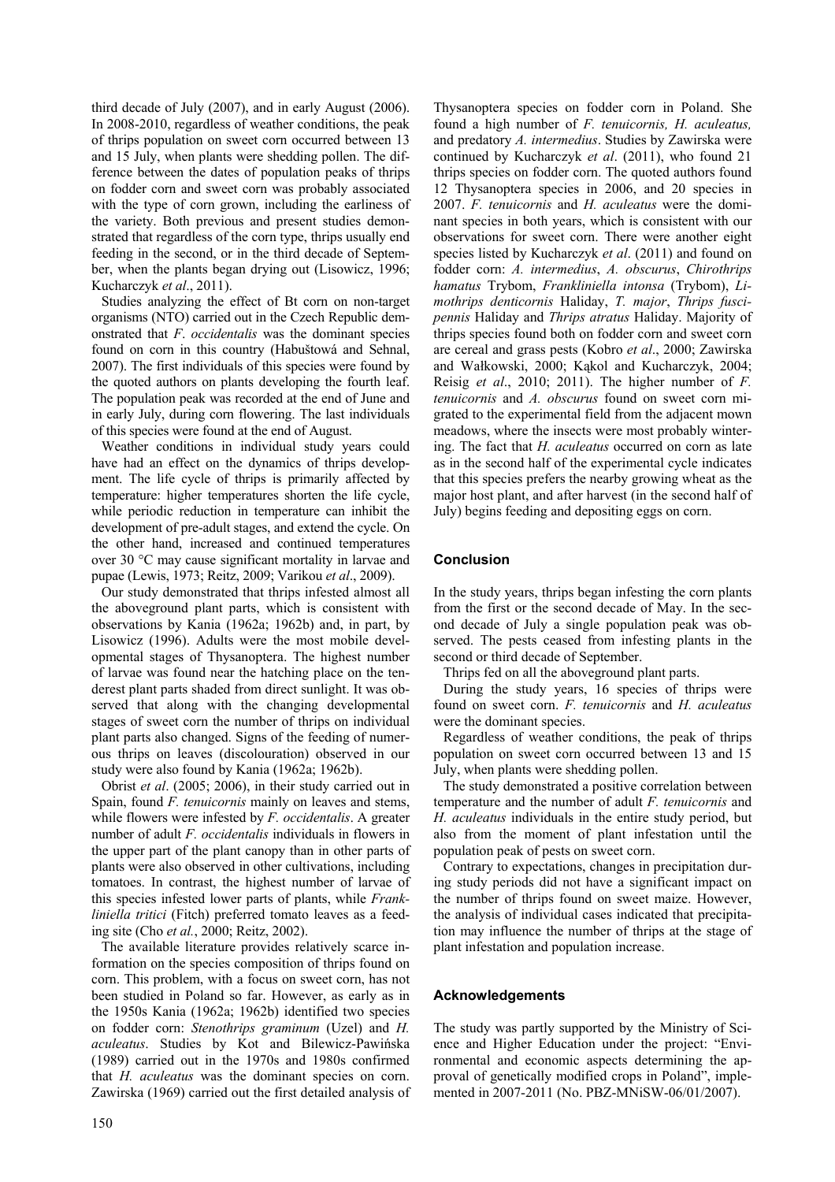third decade of July (2007), and in early August (2006). In 2008-2010, regardless of weather conditions, the peak of thrips population on sweet corn occurred between 13 and 15 July, when plants were shedding pollen. The difference between the dates of population peaks of thrips on fodder corn and sweet corn was probably associated with the type of corn grown, including the earliness of the variety. Both previous and present studies demonstrated that regardless of the corn type, thrips usually end feeding in the second, or in the third decade of September, when the plants began drying out (Lisowicz, 1996; Kucharczyk *et al*., 2011).

Studies analyzing the effect of Bt corn on non-target organisms (NTO) carried out in the Czech Republic demonstrated that *F. occidentalis* was the dominant species found on corn in this country (Habuštová and Sehnal, 2007). The first individuals of this species were found by the quoted authors on plants developing the fourth leaf. The population peak was recorded at the end of June and in early July, during corn flowering. The last individuals of this species were found at the end of August.

Weather conditions in individual study years could have had an effect on the dynamics of thrips development. The life cycle of thrips is primarily affected by temperature: higher temperatures shorten the life cycle, while periodic reduction in temperature can inhibit the development of pre-adult stages, and extend the cycle. On the other hand, increased and continued temperatures over 30 °C may cause significant mortality in larvae and pupae (Lewis, 1973; Reitz, 2009; Varikou *et al*., 2009).

Our study demonstrated that thrips infested almost all the aboveground plant parts, which is consistent with observations by Kania (1962a; 1962b) and, in part, by Lisowicz (1996). Adults were the most mobile developmental stages of Thysanoptera. The highest number of larvae was found near the hatching place on the tenderest plant parts shaded from direct sunlight. It was observed that along with the changing developmental stages of sweet corn the number of thrips on individual plant parts also changed. Signs of the feeding of numerous thrips on leaves (discolouration) observed in our study were also found by Kania (1962a; 1962b).

Obrist *et al*. (2005; 2006), in their study carried out in Spain, found *F. tenuicornis* mainly on leaves and stems, while flowers were infested by *F. occidentalis*. A greater number of adult *F. occidentalis* individuals in flowers in the upper part of the plant canopy than in other parts of plants were also observed in other cultivations, including tomatoes. In contrast, the highest number of larvae of this species infested lower parts of plants, while *Frankliniella tritici* (Fitch) preferred tomato leaves as a feeding site (Cho *et al.*, 2000; Reitz, 2002).

The available literature provides relatively scarce information on the species composition of thrips found on corn. This problem, with a focus on sweet corn, has not been studied in Poland so far. However, as early as in the 1950s Kania (1962a; 1962b) identified two species on fodder corn: *Stenothrips graminum* (Uzel) and *H. aculeatus*. Studies by Kot and Bilewicz-Pawińska (1989) carried out in the 1970s and 1980s confirmed that *H. aculeatus* was the dominant species on corn. Zawirska (1969) carried out the first detailed analysis of Thysanoptera species on fodder corn in Poland. She found a high number of *F. tenuicornis, H. aculeatus,* and predatory *A. intermedius*. Studies by Zawirska were continued by Kucharczyk *et al*. (2011), who found 21 thrips species on fodder corn. The quoted authors found 12 Thysanoptera species in 2006, and 20 species in 2007. *F. tenuicornis* and *H. aculeatus* were the dominant species in both years, which is consistent with our observations for sweet corn. There were another eight species listed by Kucharczyk *et al*. (2011) and found on fodder corn: *A. intermedius*, *A. obscurus*, *Chirothrips hamatus* Trybom, *Frankliniella intonsa* (Trybom), *Limothrips denticornis* Haliday, *T. major*, *Thrips fuscipennis* Haliday and *Thrips atratus* Haliday. Majority of thrips species found both on fodder corn and sweet corn are cereal and grass pests (Kobro *et al*., 2000; Zawirska and Wałkowski, 2000; Kąkol and Kucharczyk, 2004; Reisig *et al*., 2010; 2011). The higher number of *F. tenuicornis* and *A. obscurus* found on sweet corn migrated to the experimental field from the adjacent mown meadows, where the insects were most probably wintering. The fact that *H. aculeatus* occurred on corn as late as in the second half of the experimental cycle indicates that this species prefers the nearby growing wheat as the major host plant, and after harvest (in the second half of July) begins feeding and depositing eggs on corn.

## Conclusion

In the study years, thrips began infesting the corn plants from the first or the second decade of May. In the second decade of July a single population peak was observed. The pests ceased from infesting plants in the second or third decade of September.

Thrips fed on all the aboveground plant parts.

During the study years, 16 species of thrips were found on sweet corn. *F. tenuicornis* and *H. aculeatus* were the dominant species.

Regardless of weather conditions, the peak of thrips population on sweet corn occurred between 13 and 15 July, when plants were shedding pollen.

The study demonstrated a positive correlation between temperature and the number of adult *F. tenuicornis* and *H. aculeatus* individuals in the entire study period, but also from the moment of plant infestation until the population peak of pests on sweet corn.

Contrary to expectations, changes in precipitation during study periods did not have a significant impact on the number of thrips found on sweet maize. However, the analysis of individual cases indicated that precipitation may influence the number of thrips at the stage of plant infestation and population increase.

## Acknowledgements

The study was partly supported by the Ministry of Science and Higher Education under the project: "Environmental and economic aspects determining the approval of genetically modified crops in Poland", implemented in 2007-2011 (No. PBZ-MNiSW-06/01/2007).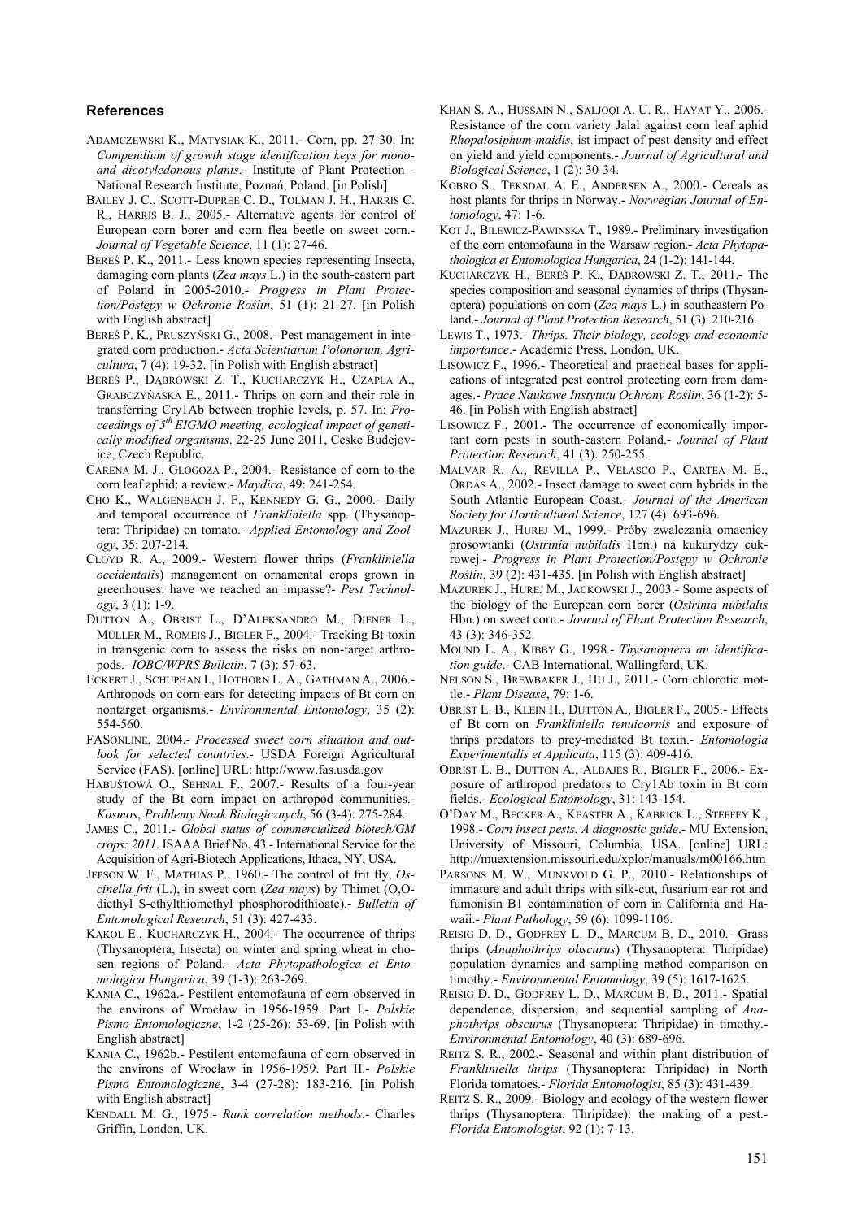## References

ADAMCZEWSKI K., MATYSIAK K., 2011.- Corn, pp. 27-30. In: *Compendium of growth stage identification keys for mono- and dicotyledonous plants*.- Institute of Plant Protection - National Research Institute, Poznań, Poland. [in Polish]

BAILEY J. C., SCOTT-DUPREE C. D., TOLMAN J. H., HARRIS C. R., HARRIS B. J., 2005.- Alternative agents for control of European corn borer and corn flea beetle on sweet corn.- *Journal of Vegetable Science*, 11 (1): 27-46.

BEREŚ P. K., 2011.- Less known species representing Insecta, damaging corn plants (*Zea mays* L.) in the south-eastern part of Poland in 2005-2010.- *Progress in Plant Protection/Postępy w Ochronie Roślin*, 51 (1): 21-27. [in Polish with English abstract]

BEREŚ P. K., PRUSZYŃSKI G., 2008.- Pest management in integrated corn production.- *Acta Scientiarum Polonorum, Agricultura*, 7 (4): 19-32. [in Polish with English abstract]

BEREŚ P., DĄBROWSKI Z. T., KUCHARCZYK H., CZAPLA A., GRABCZYŃASKA E., 2011.- Thrips on corn and their role in transferring Cry1Ab between trophic levels, p. 57. In: *Proceedings of 5th EIGMO meeting, ecological impact of genetically modified organisms*. 22-25 June 2011, Ceske Budejovice, Czech Republic.

CARENA M. J., GLOGOZA P., 2004.- Resistance of corn to the corn leaf aphid: a review.- *Maydica*, 49: 241-254.

CHO K., WALGENBACH J. F., KENNEDY G. G., 2000.- Daily and temporal occurrence of *Frankliniella* spp. (Thysanoptera: Thripidae) on tomato.- *Applied Entomology and Zoology*, 35: 207-214.

CLOYD R. A., 2009.- Western flower thrips (*Frankliniella occidentalis*) management on ornamental crops grown in greenhouses: have we reached an impasse?- *Pest Technology*, 3 (1): 1-9.

DUTTON A., OBRIST L., D'ALEKSANDRO M., DIENER L., MÜLLER M., ROMEIS J., BIGLER F., 2004.- Tracking Bt-toxin in transgenic corn to assess the risks on non-target arthropods.- *IOBC/WPRS Bulletin*, 7 (3): 57-63.

ECKERT J., SCHUPHAN I., HOTHORN L. A., GATHMAN A., 2006.- Arthropods on corn ears for detecting impacts of Bt corn on nontarget organisms.- *Environmental Entomology*, 35 (2): 554-560.

FASONLINE, 2004.- *Processed sweet corn situation and outlook for selected countries*.- USDA Foreign Agricultural Service (FAS). [online] URL: http://www.fas.usda.gov

HABUŠTOWÁ O., SEHNAL F., 2007.- Results of a four-year study of the Bt corn impact on arthropod communities.- *Kosmos*, *Problemy Nauk Biologicznych*, 56 (3-4): 275-284.

JAMES C., 2011.- *Global status of commercialized biotech/GM crops: 2011*. ISAAA Brief No. 43.- International Service for the Acquisition of Agri-Biotech Applications, Ithaca, NY, USA.

JEPSON W. F., MATHIAS P., 1960.- The control of frit fly, *Oscinella frit* (L.), in sweet corn (*Zea mays*) by Thimet (O,O-diethyl S-ethylthiomethyl phosphorodithioate).- *Bulletin of Entomological Research*, 51 (3): 427-433.

KĄKOL E., KUCHARCZYK H., 2004.- The occurrence of thrips (Thysanoptera, Insecta) on winter and spring wheat in chosen regions of Poland.- *Acta Phytopathologica et Entomologica Hungarica*, 39 (1-3): 263-269.

KANIA C., 1962a.- Pestilent entomofauna of corn observed in the environs of Wrocław in 1956-1959. Part I.- *Polskie Pismo Entomologiczne*, 1-2 (25-26): 53-69. [in Polish with English abstract]

KANIA C., 1962b.- Pestilent entomofauna of corn observed in the environs of Wrocław in 1956-1959. Part II.- *Polskie Pismo Entomologiczne*, 3-4 (27-28): 183-216. [in Polish with English abstract]

KENDALL M. G., 1975.- *Rank correlation methods*.- Charles Griffin, London, UK.

KHAN S. A., HUSSAIN N., SALJOQI A. U. R., HAYAT Y., 2006.- Resistance of the corn variety Jalal against corn leaf aphid *Rhopalosiphum maidis*, ist impact of pest density and effect on yield and yield components.- *Journal of Agricultural and Biological Science*, 1 (2): 30-34.

KOBRO S., TEKSDAL A. E., ANDERSEN A., 2000.- Cereals as host plants for thrips in Norway.- *Norwegian Journal of Entomology*, 47: 1-6.

KOT J., BILEWICZ-PAWINSKA T., 1989.- Preliminary investigation of the corn entomofauna in the Warsaw region.- *Acta Phytopathologica et Entomologica Hungarica*, 24 (1-2): 141-144.

KUCHARCZYK H., BEREŚ P. K., DĄBROWSKI Z. T., 2011.- The species composition and seasonal dynamics of thrips (Thysanoptera) populations on corn (*Zea mays* L.) in southeastern Poland.- *Journal of Plant Protection Research*, 51 (3): 210-216.

LEWIS T., 1973.- *Thrips. Their biology, ecology and economic importance*.- Academic Press, London, UK.

LISOWICZ F., 1996.- Theoretical and practical bases for applications of integrated pest control protecting corn from damages.- *Prace Naukowe Instytutu Ochrony Roślin*, 36 (1-2): 5-46. [in Polish with English abstract]

LISOWICZ F., 2001.- The occurrence of economically important corn pests in south-eastern Poland.- *Journal of Plant Protection Research*, 41 (3): 250-255.

MALVAR R. A., REVILLA P., VELASCO P., CARTEA M. E., ORDÁS A., 2002.- Insect damage to sweet corn hybrids in the South Atlantic European Coast.- *Journal of the American Society for Horticultural Science*, 127 (4): 693-696.

MAZUREK J., HUREJ M., 1999.- Próby zwalczania omacnicy prosowianki (*Ostrinia nubilalis* Hbn.) na kukurydzy cukrowej.- *Progress in Plant Protection/Postępy w Ochronie Roślin*, 39 (2): 431-435. [in Polish with English abstract]

MAZUREK J., HUREJ M., JACKOWSKI J., 2003.- Some aspects of the biology of the European corn borer (*Ostrinia nubilalis* Hbn.) on sweet corn.- *Journal of Plant Protection Research*, 43 (3): 346-352.

MOUND L. A., KIBBY G., 1998.- *Thysanoptera an identification guide*.- CAB International, Wallingford, UK.

NELSON S., BREWBAKER J., HU J., 2011.- Corn chlorotic mottle.- *Plant Disease*, 79: 1-6.

OBRIST L. B., KLEIN H., DUTTON A., BIGLER F., 2005.- Effects of Bt corn on *Frankliniella tenuicornis* and exposure of thrips predators to prey-mediated Bt toxin.- *Entomologia Experimentalis et Applicata*, 115 (3): 409-416.

OBRIST L. B., DUTTON A., ALBAJES R., BIGLER F., 2006.- Exposure of arthropod predators to Cry1Ab toxin in Bt corn fields.- *Ecological Entomology*, 31: 143-154.

O'DAY M., BECKER A., KEASTER A., KABRICK L., STEFFEY K., 1998.- *Corn insect pests. A diagnostic guide*.- MU Extension, University of Missouri, Columbia, USA. [online] URL: http://muextension.missouri.edu/xplor/manuals/m00166.htm

PARSONS M. W., MUNKVOLD G. P., 2010.- Relationships of immature and adult thrips with silk-cut, fusarium ear rot and fumonisin B1 contamination of corn in California and Hawaii.- *Plant Pathology*, 59 (6): 1099-1106.

REISIG D. D., GODFREY L. D., MARCUM B. D., 2010.- Grass thrips (*Anaphothrips obscurus*) (Thysanoptera: Thripidae) population dynamics and sampling method comparison on timothy.- *Environmental Entomology*, 39 (5): 1617-1625.

REISIG D. D., GODFREY L. D., MARCUM B. D., 2011.- Spatial dependence, dispersion, and sequential sampling of *Anaphothrips obscurus* (Thysanoptera: Thripidae) in timothy.- *Environmental Entomology*, 40 (3): 689-696.

REITZ S. R., 2002.- Seasonal and within plant distribution of *Frankliniella thrips* (Thysanoptera: Thripidae) in North Florida tomatoes.- *Florida Entomologist*, 85 (3): 431-439.

REITZ S. R., 2009.- Biology and ecology of the western flower thrips (Thysanoptera: Thripidae): the making of a pest.- *Florida Entomologist*, 92 (1): 7-13.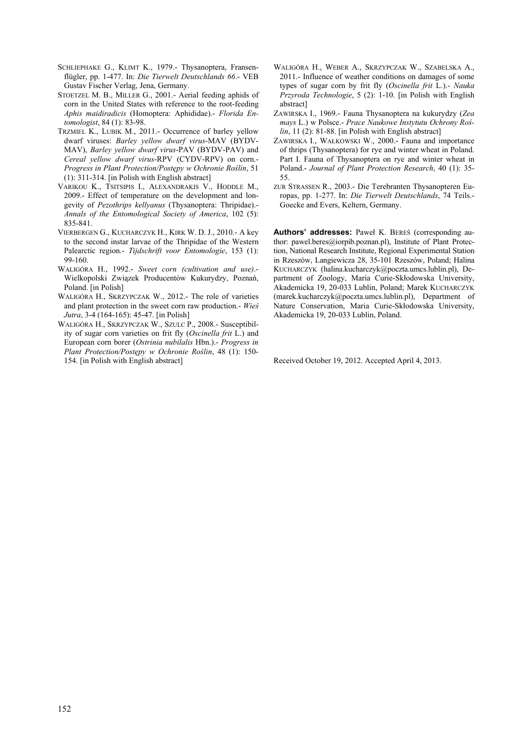SCHLIEPHAKE G., KLIMT K., 1979.- Thysanoptera, Fransenflügler, pp. 1-477. In: *Die Tierwelt Deutschlands 66*.- VEB Gustav Fischer Verlag, Jena, Germany.

STOETZEL M. B., MILLER G., 2001.- Aerial feeding aphids of corn in the United States with reference to the root-feeding *Aphis maidiradicis* (Homoptera: Aphididae).- *Florida Entomologist*, 84 (1): 83-98.

TRZMIEL K., LUBIK M., 2011.- Occurrence of barley yellow dwarf viruses: *Barley yellow dwarf virus*-MAV (BYDV-MAV), *Barley yellow dwarf virus*-PAV (BYDV-PAV) and *Cereal yellow dwarf virus*-RPV (CYDV-RPV) on corn.- *Progress in Plant Protection/Postępy w Ochronie Roślin*, 51 (1): 311-314. [in Polish with English abstract]

VARIKOU K., TSITSIPIS I., ALEXANDRAKIS V., HODDLE M., 2009.- Effect of temperature on the development and longevity of *Pezothrips kellyanus* (Thysanoptera: Thripidae).- *Annals of the Entomological Society of America*, 102 (5): 835-841.

VIERBERGEN G., KUCHARCZYK H., KIRK W. D. J., 2010.- A key to the second instar larvae of the Thripidae of the Western Palearctic region.- *Tijdschrift voor Entomologie*, 153 (1): 99-160.

WALIGÓRA H., 1992.- *Sweet corn (cultivation and use)*.- Wielkopolski Związek Producentów Kukurydzy, Poznań, Poland. [in Polish]

WALIGÓRA H., SKRZYPCZAK W., 2012.- The role of varieties and plant protection in the sweet corn raw production.- *Wieś Jutra*, 3-4 (164-165): 45-47. [in Polish]

WALIGÓRA H., SKRZYPCZAK W., SZULC P., 2008.- Susceptibility of sugar corn varieties on frit fly (*Oscinella frit* L.) and European corn borer (*Ostrinia nubilalis* Hbn.).- *Progress in Plant Protection/Postępy w Ochronie Roślin*, 48 (1): 150-154. [in Polish with English abstract]

WALIGÓRA H., WEBER A., SKRZYPCZAK W., SZABELSKA A., 2011.- Influence of weather conditions on damages of some types of sugar corn by frit fly (*Oscinella frit* L.).- *Nauka Przyroda Technologie*, 5 (2): 1-10. [in Polish with English abstract]

ZAWIRSKA I., 1969.- Fauna Thysanoptera na kukurydzy (*Zea mays* L.) w Polsce.- *Prace Naukowe Instytutu Ochrony Roślin*, 11 (2): 81-88. [in Polish with English abstract]

ZAWIRSKA I., WAŁKOWSKI W., 2000.- Fauna and importance of thrips (Thysanoptera) for rye and winter wheat in Poland. Part I. Fauna of Thysanoptera on rye and winter wheat in Poland.- *Journal of Plant Protection Research*, 40 (1): 35-55.

ZUR STRASSEN R., 2003.- Die Terebranten Thysanopteren Europas, pp. 1-277. In: *Die Tierwelt Deutschlands*, 74 Teils.- Goecke and Evers, Keltern, Germany.

**Authors' addresses:** Paweł K. BEREŚ (corresponding author: pawel.beres@iorpib.poznan.pl), Institute of Plant Protection, National Research Institute, Regional Experimental Station in Rzeszów, Langiewicza 28, 35-101 Rzeszów, Poland; Halina KUCHARCZYK (halina.kucharczyk@poczta.umcs.lublin.pl), Department of Zoology, Maria Curie-Skłodowska University, Akademicka 19, 20-033 Lublin, Poland; Marek KUCHARCZYK (marek.kucharczyk@poczta.umcs.lublin.pl), Department of Nature Conservation, Maria Curie-Skłodowska University, Akademicka 19, 20-033 Lublin, Poland.

Received October 19, 2012. Accepted April 4, 2013.